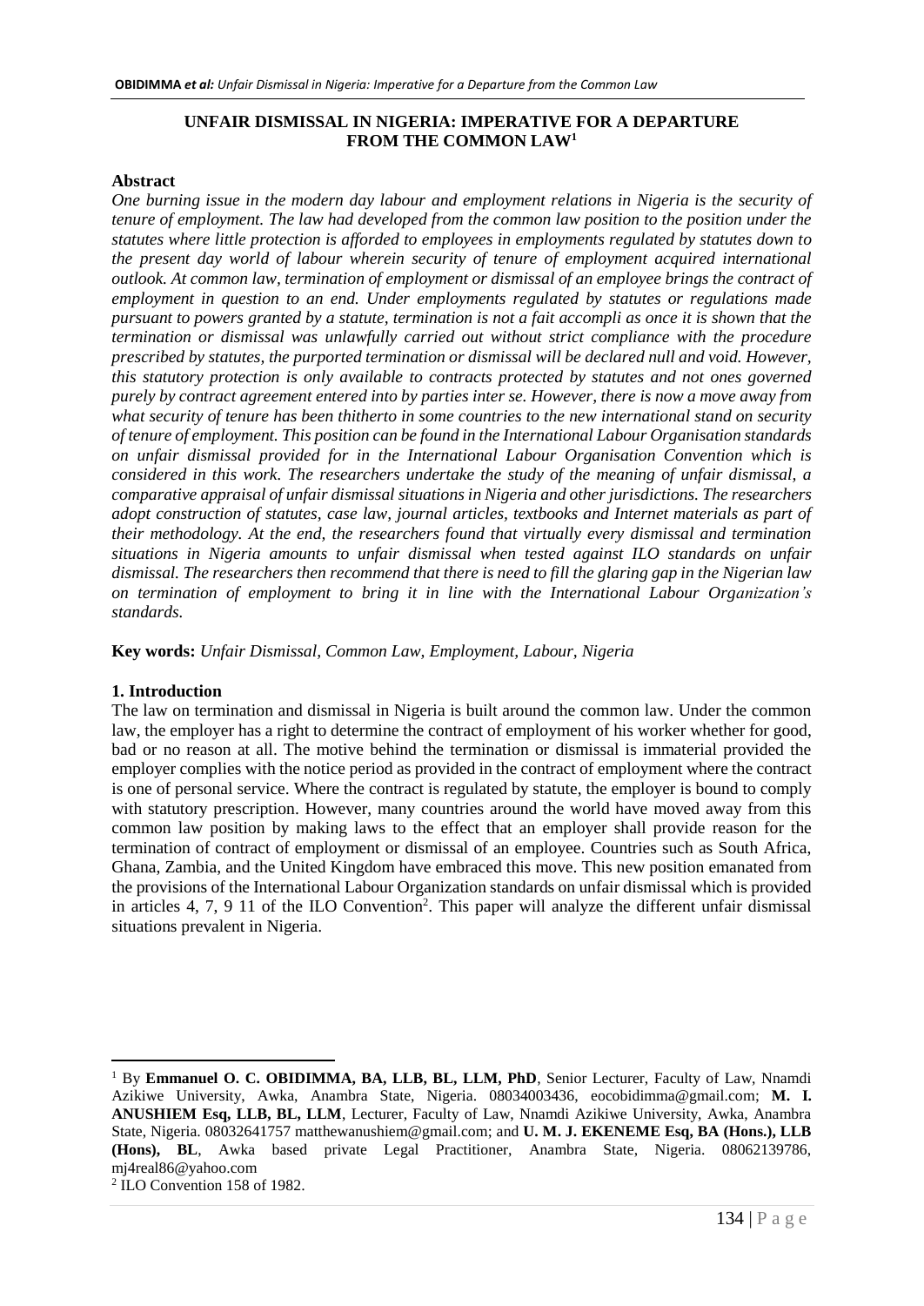# UNFAIR DISMISSAL IN NIGERIA: IMPERATIVE FOR A DEPARTURE FROM THE COMMON LAW[1]

**Abstract**

*One burning issue in the modern day labour and employment relations in Nigeria is the security of tenure of employment. The law had developed from the common law position to the position under the statutes where little protection is afforded to employees in employments regulated by statutes down to the present day world of labour wherein security of tenure of employment acquired international outlook. At common law, termination of employment or dismissal of an employee brings the contract of employment in question to an end. Under employments regulated by statutes or regulations made pursuant to powers granted by a statute, termination is not a fait accompli as once it is shown that the termination or dismissal was unlawfully carried out without strict compliance with the procedure prescribed by statutes, the purported termination or dismissal will be declared null and void. However, this statutory protection is only available to contracts protected by statutes and not ones governed purely by contract agreement entered into by parties inter se. However, there is now a move away from what security of tenure has been thitherto in some countries to the new international stand on security of tenure of employment. This position can be found in the International Labour Organisation standards on unfair dismissal provided for in the International Labour Organisation Convention which is considered in this work. The researchers undertake the study of the meaning of unfair dismissal, a comparative appraisal of unfair dismissal situations in Nigeria and other jurisdictions. The researchers adopt construction of statutes, case law, journal articles, textbooks and Internet materials as part of their methodology. At the end, the researchers found that virtually every dismissal and termination situations in Nigeria amounts to unfair dismissal when tested against ILO standards on unfair dismissal. The researchers then recommend that there is need to fill the glaring gap in the Nigerian law on termination of employment to bring it in line with the International Labour Organization's standards.*

**Key words:** *Unfair Dismissal, Common Law, Employment, Labour, Nigeria*

## 1. Introduction

The law on termination and dismissal in Nigeria is built around the common law. Under the common law, the employer has a right to determine the contract of employment of his worker whether for good, bad or no reason at all. The motive behind the termination or dismissal is immaterial provided the employer complies with the notice period as provided in the contract of employment where the contract is one of personal service. Where the contract is regulated by statute, the employer is bound to comply with statutory prescription. However, many countries around the world have moved away from this common law position by making laws to the effect that an employer shall provide reason for the termination of contract of employment or dismissal of an employee. Countries such as South Africa, Ghana, Zambia, and the United Kingdom have embraced this move. This new position emanated from the provisions of the International Labour Organization standards on unfair dismissal which is provided in articles 4, 7, 9 11 of the ILO Convention[2]. This paper will analyze the different unfair dismissal situations prevalent in Nigeria.

---

[1] By **Emmanuel O. C. OBIDIMMA, BA, LLB, BL, LLM, PhD**, Senior Lecturer, Faculty of Law, Nnamdi Azikiwe University, Awka, Anambra State, Nigeria. 08034003436, eocobidimma@gmail.com; **M. I. ANUSHIEM Esq, LLB, BL, LLM**, Lecturer, Faculty of Law, Nnamdi Azikiwe University, Awka, Anambra State, Nigeria. 08032641757 matthewanushiem@gmail.com; and **U. M. J. EKENEME Esq, BA (Hons.), LLB (Hons), BL**, Awka based private Legal Practitioner, Anambra State, Nigeria. 08062139786, mj4real86@yahoo.com

[2] ILO Convention 158 of 1982.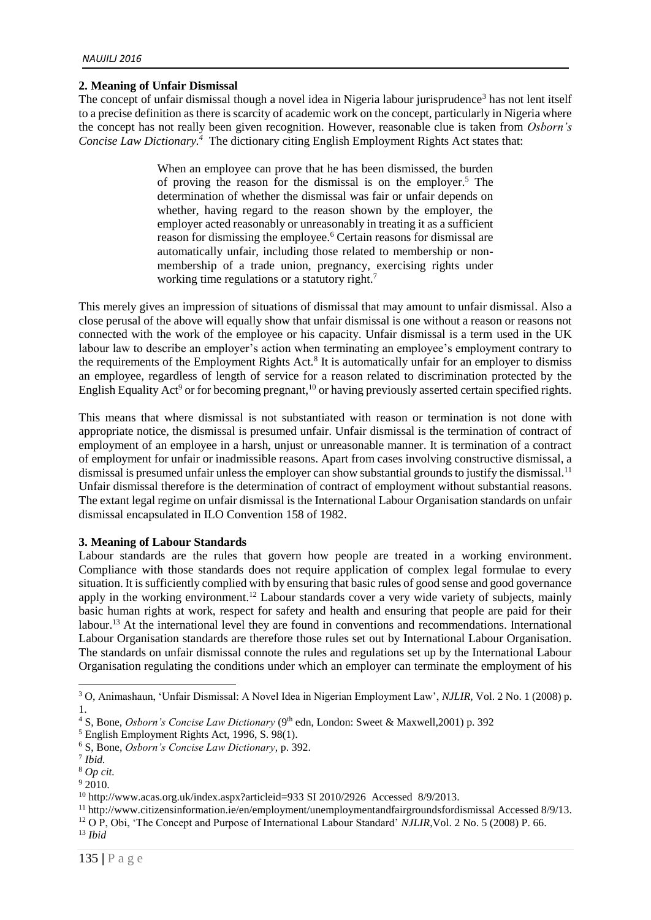## 2. Meaning of Unfair Dismissal

The concept of unfair dismissal though a novel idea in Nigeria labour jurisprudence[3] has not lent itself to a precise definition as there is scarcity of academic work on the concept, particularly in Nigeria where the concept has not really been given recognition. However, reasonable clue is taken from *Osborn's Concise Law Dictionary.[4]* The dictionary citing English Employment Rights Act states that:

> When an employee can prove that he has been dismissed, the burden of proving the reason for the dismissal is on the employer.[5] The determination of whether the dismissal was fair or unfair depends on whether, having regard to the reason shown by the employer, the employer acted reasonably or unreasonably in treating it as a sufficient reason for dismissing the employee.[6] Certain reasons for dismissal are automatically unfair, including those related to membership or non-membership of a trade union, pregnancy, exercising rights under working time regulations or a statutory right.[7]

This merely gives an impression of situations of dismissal that may amount to unfair dismissal. Also a close perusal of the above will equally show that unfair dismissal is one without a reason or reasons not connected with the work of the employee or his capacity. Unfair dismissal is a term used in the UK labour law to describe an employer's action when terminating an employee's employment contrary to the requirements of the Employment Rights Act.[8] It is automatically unfair for an employer to dismiss an employee, regardless of length of service for a reason related to discrimination protected by the English Equality Act[9] or for becoming pregnant,[10] or having previously asserted certain specified rights.

This means that where dismissal is not substantiated with reason or termination is not done with appropriate notice, the dismissal is presumed unfair. Unfair dismissal is the termination of contract of employment of an employee in a harsh, unjust or unreasonable manner. It is termination of a contract of employment for unfair or inadmissible reasons. Apart from cases involving constructive dismissal, a dismissal is presumed unfair unless the employer can show substantial grounds to justify the dismissal.[11] Unfair dismissal therefore is the determination of contract of employment without substantial reasons. The extant legal regime on unfair dismissal is the International Labour Organisation standards on unfair dismissal encapsulated in ILO Convention 158 of 1982.

## 3. Meaning of Labour Standards

Labour standards are the rules that govern how people are treated in a working environment. Compliance with those standards does not require application of complex legal formulae to every situation. It is sufficiently complied with by ensuring that basic rules of good sense and good governance apply in the working environment.[12] Labour standards cover a very wide variety of subjects, mainly basic human rights at work, respect for safety and health and ensuring that people are paid for their labour.[13] At the international level they are found in conventions and recommendations. International Labour Organisation standards are therefore those rules set out by International Labour Organisation. The standards on unfair dismissal connote the rules and regulations set up by the International Labour Organisation regulating the conditions under which an employer can terminate the employment of his

---

[3] O, Animashaun, 'Unfair Dismissal: A Novel Idea in Nigerian Employment Law', *NJLIR*, Vol. 2 No. 1 (2008) p. 1.

[4] S, Bone, *Osborn's Concise Law Dictionary* (9th edn, London: Sweet & Maxwell,2001) p. 392

[5] English Employment Rights Act, 1996, S. 98(1).

[6] S, Bone, *Osborn's Concise Law Dictionary*, p. 392.

[7] *Ibid.*

[8] *Op cit.*

[9] 2010.

[10] http://www.acas.org.uk/index.aspx?articleid=933 SI 2010/2926 Accessed 8/9/2013.

[11] http://www.citizensinformation.ie/en/employment/unemploymentandfairgroundsfordismissal Accessed 8/9/13.

[12] O P, Obi, 'The Concept and Purpose of International Labour Standard' *NJLIR*,Vol. 2 No. 5 (2008) P. 66.

[13] *Ibid*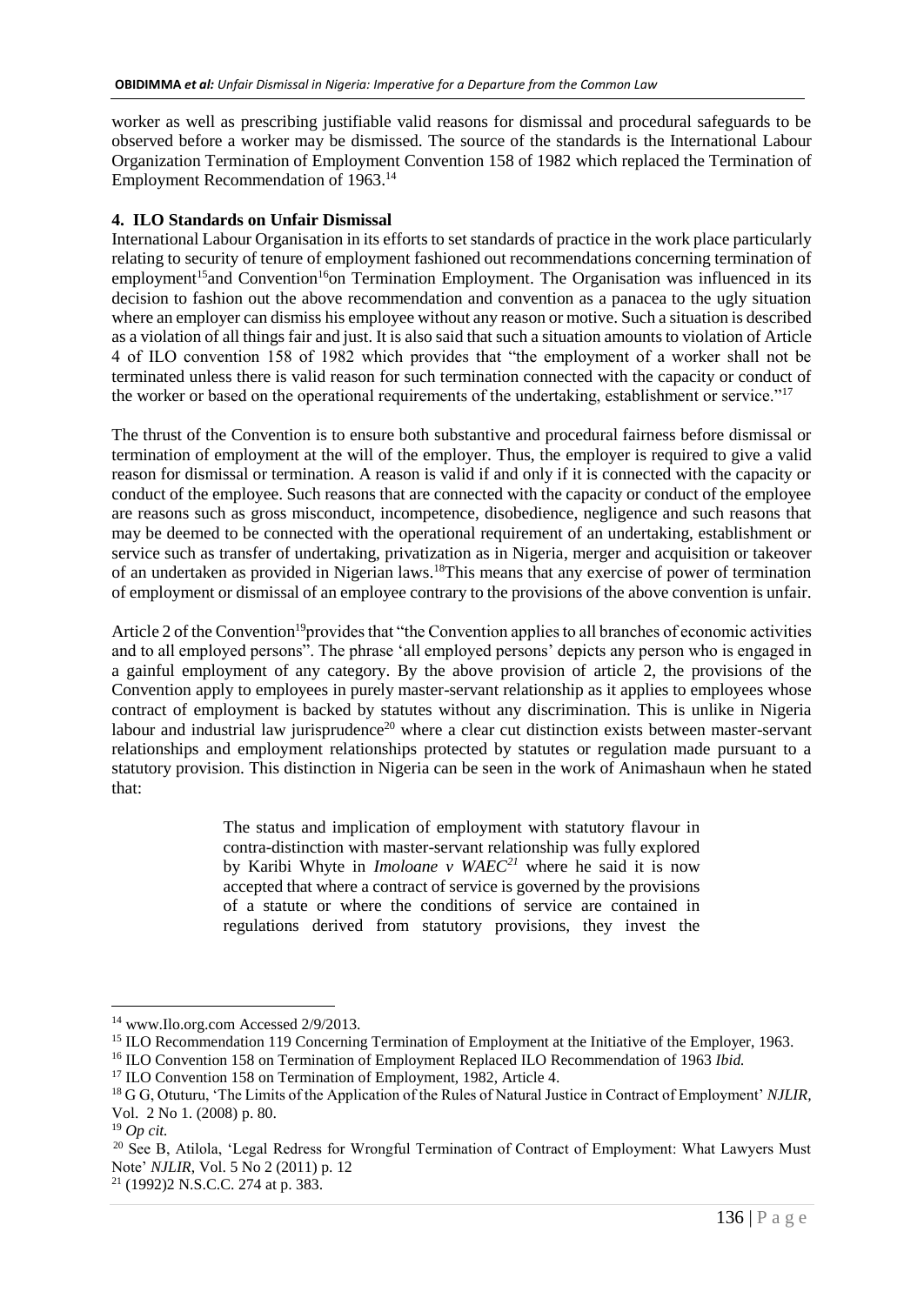worker as well as prescribing justifiable valid reasons for dismissal and procedural safeguards to be observed before a worker may be dismissed. The source of the standards is the International Labour Organization Termination of Employment Convention 158 of 1982 which replaced the Termination of Employment Recommendation of 1963.[14]

## 4. ILO Standards on Unfair Dismissal

International Labour Organisation in its efforts to set standards of practice in the work place particularly relating to security of tenure of employment fashioned out recommendations concerning termination of employment[15]and Convention[16]on Termination Employment. The Organisation was influenced in its decision to fashion out the above recommendation and convention as a panacea to the ugly situation where an employer can dismiss his employee without any reason or motive. Such a situation is described as a violation of all things fair and just. It is also said that such a situation amounts to violation of Article 4 of ILO convention 158 of 1982 which provides that "the employment of a worker shall not be terminated unless there is valid reason for such termination connected with the capacity or conduct of the worker or based on the operational requirements of the undertaking, establishment or service."[17]

The thrust of the Convention is to ensure both substantive and procedural fairness before dismissal or termination of employment at the will of the employer. Thus, the employer is required to give a valid reason for dismissal or termination. A reason is valid if and only if it is connected with the capacity or conduct of the employee. Such reasons that are connected with the capacity or conduct of the employee are reasons such as gross misconduct, incompetence, disobedience, negligence and such reasons that may be deemed to be connected with the operational requirement of an undertaking, establishment or service such as transfer of undertaking, privatization as in Nigeria, merger and acquisition or takeover of an undertaken as provided in Nigerian laws.[18]This means that any exercise of power of termination of employment or dismissal of an employee contrary to the provisions of the above convention is unfair.

Article 2 of the Convention[19]provides that "the Convention applies to all branches of economic activities and to all employed persons". The phrase 'all employed persons' depicts any person who is engaged in a gainful employment of any category. By the above provision of article 2, the provisions of the Convention apply to employees in purely master-servant relationship as it applies to employees whose contract of employment is backed by statutes without any discrimination. This is unlike in Nigeria labour and industrial law jurisprudence[20] where a clear cut distinction exists between master-servant relationships and employment relationships protected by statutes or regulation made pursuant to a statutory provision. This distinction in Nigeria can be seen in the work of Animashaun when he stated that:

> The status and implication of employment with statutory flavour in contra-distinction with master-servant relationship was fully explored by Karibi Whyte in *Imoloane v WAEC*[21] where he said it is now accepted that where a contract of service is governed by the provisions of a statute or where the conditions of service are contained in regulations derived from statutory provisions, they invest the

---

[14] www.Ilo.org.com Accessed 2/9/2013.

[15] ILO Recommendation 119 Concerning Termination of Employment at the Initiative of the Employer, 1963.

[16] ILO Convention 158 on Termination of Employment Replaced ILO Recommendation of 1963 *Ibid.*

[17] ILO Convention 158 on Termination of Employment, 1982, Article 4.

[18] G G, Otuturu, 'The Limits of the Application of the Rules of Natural Justice in Contract of Employment' *NJLIR*, Vol. 2 No 1. (2008) p. 80.

[19] *Op cit.*

[20] See B, Atilola, 'Legal Redress for Wrongful Termination of Contract of Employment: What Lawyers Must Note' *NJLIR*, Vol. 5 No 2 (2011) p. 12

[21] (1992)2 N.S.C.C. 274 at p. 383.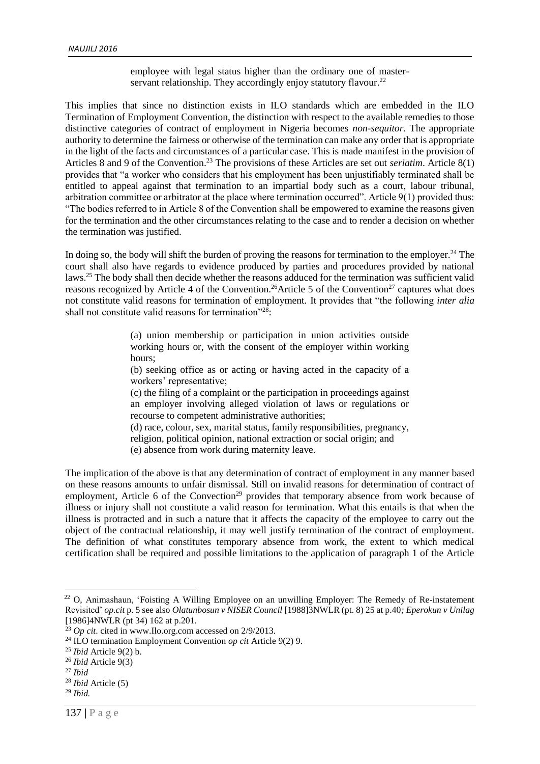> employee with legal status higher than the ordinary one of master-servant relationship. They accordingly enjoy statutory flavour.[22]

This implies that since no distinction exists in ILO standards which are embedded in the ILO Termination of Employment Convention, the distinction with respect to the available remedies to those distinctive categories of contract of employment in Nigeria becomes *non-sequitor*. The appropriate authority to determine the fairness or otherwise of the termination can make any order that is appropriate in the light of the facts and circumstances of a particular case. This is made manifest in the provision of Articles 8 and 9 of the Convention.[23] The provisions of these Articles are set out *seriatim*. Article 8(1) provides that "a worker who considers that his employment has been unjustifiably terminated shall be entitled to appeal against that termination to an impartial body such as a court, labour tribunal, arbitration committee or arbitrator at the place where termination occurred". Article 9(1) provided thus: "The bodies referred to in Article 8 of the Convention shall be empowered to examine the reasons given for the termination and the other circumstances relating to the case and to render a decision on whether the termination was justified.

In doing so, the body will shift the burden of proving the reasons for termination to the employer.[24] The court shall also have regards to evidence produced by parties and procedures provided by national laws.[25] The body shall then decide whether the reasons adduced for the termination was sufficient valid reasons recognized by Article 4 of the Convention.[26]Article 5 of the Convention[27] captures what does not constitute valid reasons for termination of employment. It provides that "the following *inter alia* shall not constitute valid reasons for termination"[28]:

> (a) union membership or participation in union activities outside working hours or, with the consent of the employer within working hours;
>
> (b) seeking office as or acting or having acted in the capacity of a workers' representative;
>
> (c) the filing of a complaint or the participation in proceedings against an employer involving alleged violation of laws or regulations or recourse to competent administrative authorities;
>
> (d) race, colour, sex, marital status, family responsibilities, pregnancy, religion, political opinion, national extraction or social origin; and
>
> (e) absence from work during maternity leave.

The implication of the above is that any determination of contract of employment in any manner based on these reasons amounts to unfair dismissal. Still on invalid reasons for determination of contract of employment, Article 6 of the Convection[29] provides that temporary absence from work because of illness or injury shall not constitute a valid reason for termination. What this entails is that when the illness is protracted and in such a nature that it affects the capacity of the employee to carry out the object of the contractual relationship, it may well justify termination of the contract of employment. The definition of what constitutes temporary absence from work, the extent to which medical certification shall be required and possible limitations to the application of paragraph 1 of the Article

---

[22] O, Animashaun, 'Foisting A Willing Employee on an unwilling Employer: The Remedy of Re-instatement Revisited' *op.cit* p. 5 see also *Olatunbosun v NISER Council* [1988]3NWLR (pt. 8) 25 at p.40*; Eperokun v Unilag* [1986]4NWLR (pt 34) 162 at p.201.

[23] *Op cit*. cited in www.Ilo.org.com accessed on 2/9/2013.

[24] ILO termination Employment Convention *op cit* Article 9(2) 9.

[25] *Ibid* Article 9(2) b.

[26] *Ibid* Article 9(3)

[27] *Ibid*

[28] *Ibid* Article (5)

[29] *Ibid.*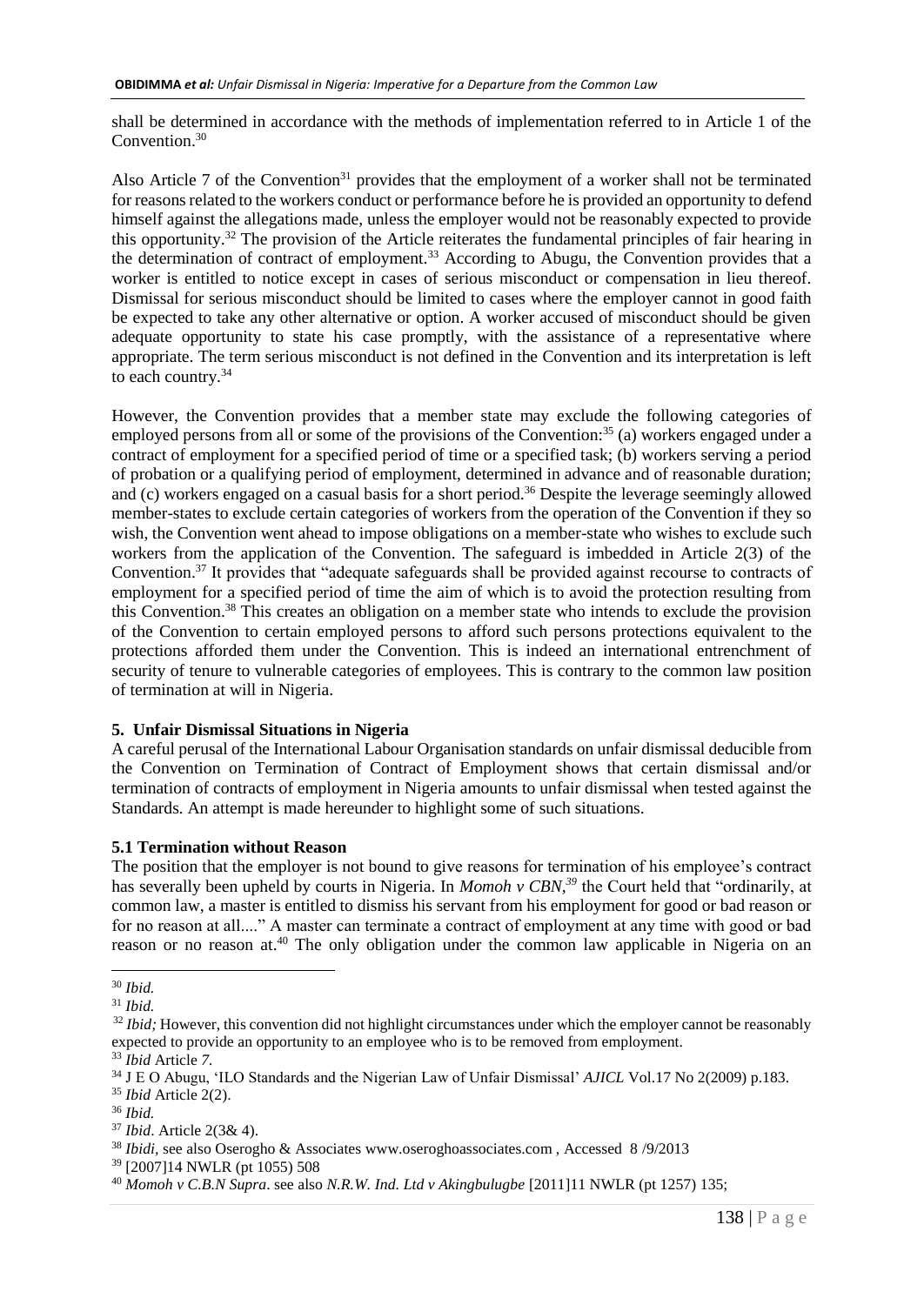shall be determined in accordance with the methods of implementation referred to in Article 1 of the Convention.[30]

Also Article 7 of the Convention[31] provides that the employment of a worker shall not be terminated for reasons related to the workers conduct or performance before he is provided an opportunity to defend himself against the allegations made, unless the employer would not be reasonably expected to provide this opportunity.[32] The provision of the Article reiterates the fundamental principles of fair hearing in the determination of contract of employment.[33] According to Abugu, the Convention provides that a worker is entitled to notice except in cases of serious misconduct or compensation in lieu thereof. Dismissal for serious misconduct should be limited to cases where the employer cannot in good faith be expected to take any other alternative or option. A worker accused of misconduct should be given adequate opportunity to state his case promptly, with the assistance of a representative where appropriate. The term serious misconduct is not defined in the Convention and its interpretation is left to each country.[34]

However, the Convention provides that a member state may exclude the following categories of employed persons from all or some of the provisions of the Convention:[35] (a) workers engaged under a contract of employment for a specified period of time or a specified task; (b) workers serving a period of probation or a qualifying period of employment, determined in advance and of reasonable duration; and (c) workers engaged on a casual basis for a short period.[36] Despite the leverage seemingly allowed member-states to exclude certain categories of workers from the operation of the Convention if they so wish, the Convention went ahead to impose obligations on a member-state who wishes to exclude such workers from the application of the Convention. The safeguard is imbedded in Article 2(3) of the Convention.[37] It provides that "adequate safeguards shall be provided against recourse to contracts of employment for a specified period of time the aim of which is to avoid the protection resulting from this Convention.[38] This creates an obligation on a member state who intends to exclude the provision of the Convention to certain employed persons to afford such persons protections equivalent to the protections afforded them under the Convention. This is indeed an international entrenchment of security of tenure to vulnerable categories of employees. This is contrary to the common law position of termination at will in Nigeria.

## 5. Unfair Dismissal Situations in Nigeria

A careful perusal of the International Labour Organisation standards on unfair dismissal deducible from the Convention on Termination of Contract of Employment shows that certain dismissal and/or termination of contracts of employment in Nigeria amounts to unfair dismissal when tested against the Standards. An attempt is made hereunder to highlight some of such situations.

### 5.1 Termination without Reason

The position that the employer is not bound to give reasons for termination of his employee's contract has severally been upheld by courts in Nigeria. In *Momoh v CBN*,[39] the Court held that "ordinarily, at common law, a master is entitled to dismiss his servant from his employment for good or bad reason or for no reason at all...." A master can terminate a contract of employment at any time with good or bad reason or no reason at.[40] The only obligation under the common law applicable in Nigeria on an

---

[30] *Ibid.*

[31] *Ibid.*

[32] *Ibid;* However, this convention did not highlight circumstances under which the employer cannot be reasonably expected to provide an opportunity to an employee who is to be removed from employment.

[33] *Ibid* Article *7.*

[34] J E O Abugu, 'ILO Standards and the Nigerian Law of Unfair Dismissal' *AJICL* Vol.17 No 2(2009) p.183.

[35] *Ibid* Article 2(2).

[36] *Ibid.*

[37] *Ibid*. Article 2(3& 4).

[38] *Ibidi,* see also Oserogho & Associates www.oseroghoassociates.com , Accessed 8 /9/2013

[39] [2007]14 NWLR (pt 1055) 508

[40] *Momoh v C.B.N Supra*. see also *N.R.W. Ind. Ltd v Akingbulugbe* [2011]11 NWLR (pt 1257) 135;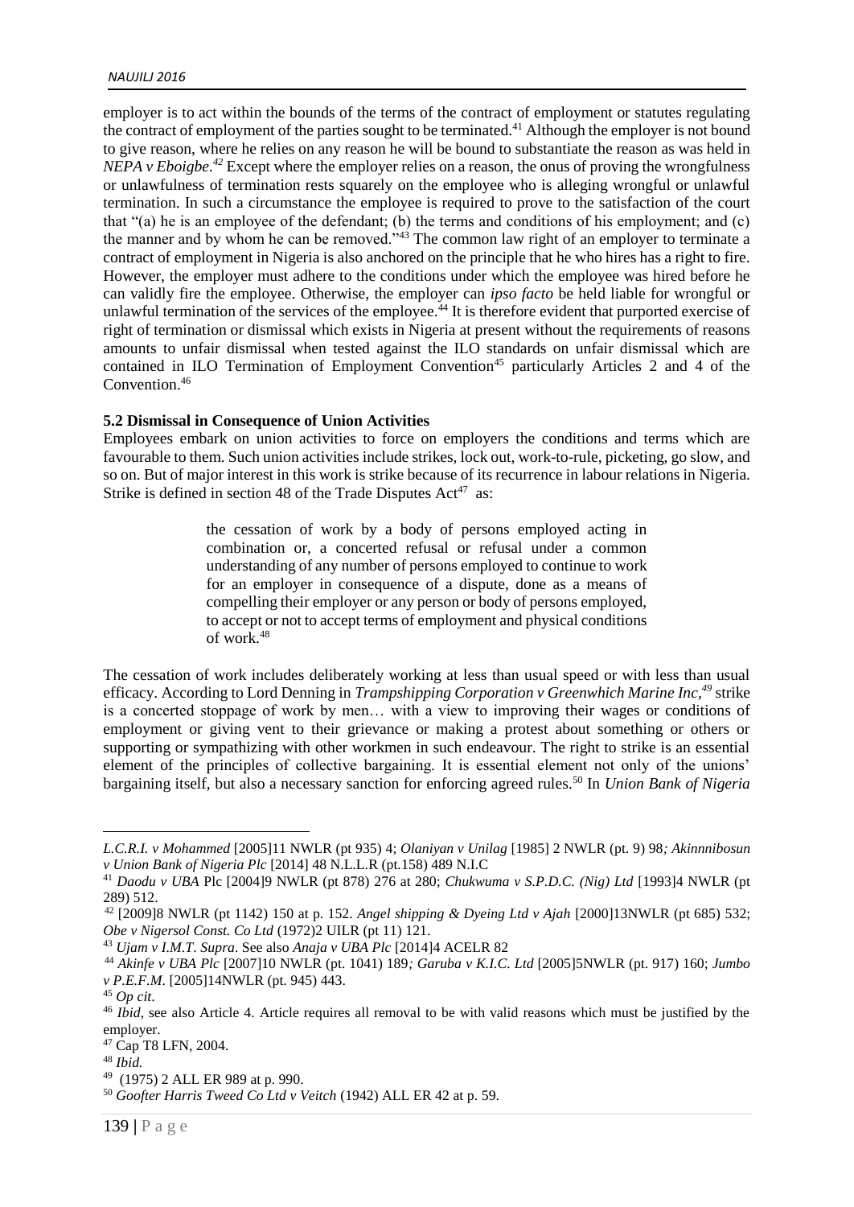employer is to act within the bounds of the terms of the contract of employment or statutes regulating the contract of employment of the parties sought to be terminated.[41] Although the employer is not bound to give reason, where he relies on any reason he will be bound to substantiate the reason as was held in *NEPA v Eboigbe*.[42] Except where the employer relies on a reason, the onus of proving the wrongfulness or unlawfulness of termination rests squarely on the employee who is alleging wrongful or unlawful termination. In such a circumstance the employee is required to prove to the satisfaction of the court that "(a) he is an employee of the defendant; (b) the terms and conditions of his employment; and (c) the manner and by whom he can be removed."[43] The common law right of an employer to terminate a contract of employment in Nigeria is also anchored on the principle that he who hires has a right to fire. However, the employer must adhere to the conditions under which the employee was hired before he can validly fire the employee. Otherwise, the employer can *ipso facto* be held liable for wrongful or unlawful termination of the services of the employee.[44] It is therefore evident that purported exercise of right of termination or dismissal which exists in Nigeria at present without the requirements of reasons amounts to unfair dismissal when tested against the ILO standards on unfair dismissal which are contained in ILO Termination of Employment Convention[45] particularly Articles 2 and 4 of the Convention.[46]

**5.2 Dismissal in Consequence of Union Activities**

Employees embark on union activities to force on employers the conditions and terms which are favourable to them. Such union activities include strikes, lock out, work-to-rule, picketing, go slow, and so on. But of major interest in this work is strike because of its recurrence in labour relations in Nigeria. Strike is defined in section 48 of the Trade Disputes Act[47] as:

> the cessation of work by a body of persons employed acting in combination or, a concerted refusal or refusal under a common understanding of any number of persons employed to continue to work for an employer in consequence of a dispute, done as a means of compelling their employer or any person or body of persons employed, to accept or not to accept terms of employment and physical conditions of work.[48]

The cessation of work includes deliberately working at less than usual speed or with less than usual efficacy. According to Lord Denning in *Trampshipping Corporation v Greenwhich Marine Inc*,[49] strike is a concerted stoppage of work by men… with a view to improving their wages or conditions of employment or giving vent to their grievance or making a protest about something or others or supporting or sympathizing with other workmen in such endeavour. The right to strike is an essential element of the principles of collective bargaining. It is essential element not only of the unions' bargaining itself, but also a necessary sanction for enforcing agreed rules.[50] In *Union Bank of Nigeria*

---

*L.C.R.I. v Mohammed* [2005]11 NWLR (pt 935) 4; *Olaniyan v Unilag* [1985] 2 NWLR (pt. 9) 98; *Akinnnibosun v Union Bank of Nigeria Plc* [2014] 48 N.L.L.R (pt.158) 489 N.I.C

[41] *Daodu v UBA* Plc [2004]9 NWLR (pt 878) 276 at 280; *Chukwuma v S.P.D.C. (Nig) Ltd* [1993]4 NWLR (pt 289) 512.

[42] [2009]8 NWLR (pt 1142) 150 at p. 152. *Angel shipping & Dyeing Ltd v Ajah* [2000]13NWLR (pt 685) 532; *Obe v Nigersol Const. Co Ltd* (1972)2 UILR (pt 11) 121.

[43] *Ujam v I.M.T. Supra*. See also *Anaja v UBA Plc* [2014]4 ACELR 82

[44] *Akinfe v UBA Plc* [2007]10 NWLR (pt. 1041) 189; *Garuba v K.I.C. Ltd* [2005]5NWLR (pt. 917) 160; *Jumbo v P.E.F.M*. [2005]14NWLR (pt. 945) 443.

[45] *Op cit*.

[46] *Ibid*, see also Article 4. Article requires all removal to be with valid reasons which must be justified by the employer.

[47] Cap T8 LFN, 2004.

[48] *Ibid.*

[49] (1975) 2 ALL ER 989 at p. 990.

[50] *Goofter Harris Tweed Co Ltd v Veitch* (1942) ALL ER 42 at p. 59.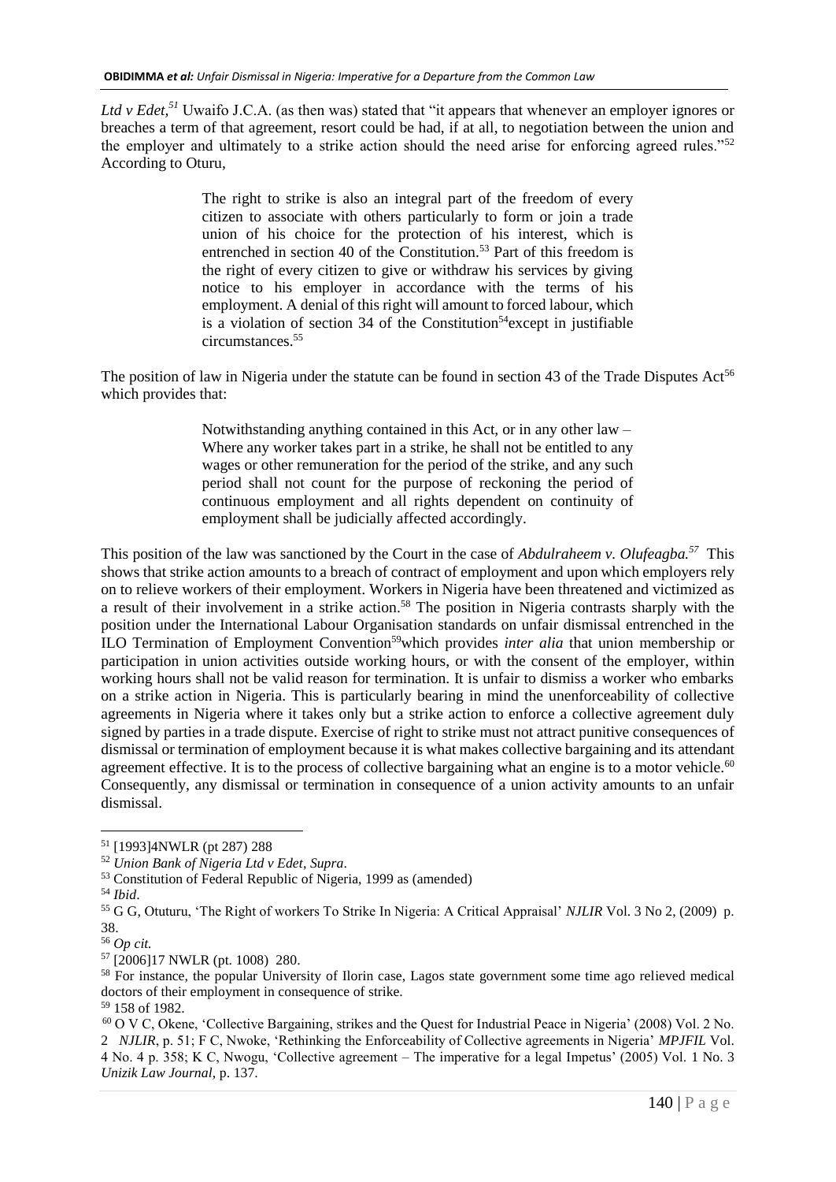*Ltd v Edet,*[51] Uwaifo J.C.A. (as then was) stated that "it appears that whenever an employer ignores or breaches a term of that agreement, resort could be had, if at all, to negotiation between the union and the employer and ultimately to a strike action should the need arise for enforcing agreed rules."[52] According to Oturu,

> The right to strike is also an integral part of the freedom of every citizen to associate with others particularly to form or join a trade union of his choice for the protection of his interest, which is entrenched in section 40 of the Constitution.[53] Part of this freedom is the right of every citizen to give or withdraw his services by giving notice to his employer in accordance with the terms of his employment. A denial of this right will amount to forced labour, which is a violation of section 34 of the Constitution[54]except in justifiable circumstances.[55]

The position of law in Nigeria under the statute can be found in section 43 of the Trade Disputes Act[56] which provides that:

> Notwithstanding anything contained in this Act, or in any other law – Where any worker takes part in a strike, he shall not be entitled to any wages or other remuneration for the period of the strike, and any such period shall not count for the purpose of reckoning the period of continuous employment and all rights dependent on continuity of employment shall be judicially affected accordingly.

This position of the law was sanctioned by the Court in the case of *Abdulraheem v. Olufeagba.*[57] This shows that strike action amounts to a breach of contract of employment and upon which employers rely on to relieve workers of their employment. Workers in Nigeria have been threatened and victimized as a result of their involvement in a strike action.[58] The position in Nigeria contrasts sharply with the position under the International Labour Organisation standards on unfair dismissal entrenched in the ILO Termination of Employment Convention[59]which provides *inter alia* that union membership or participation in union activities outside working hours, or with the consent of the employer, within working hours shall not be valid reason for termination. It is unfair to dismiss a worker who embarks on a strike action in Nigeria. This is particularly bearing in mind the unenforceability of collective agreements in Nigeria where it takes only but a strike action to enforce a collective agreement duly signed by parties in a trade dispute. Exercise of right to strike must not attract punitive consequences of dismissal or termination of employment because it is what makes collective bargaining and its attendant agreement effective. It is to the process of collective bargaining what an engine is to a motor vehicle.[60] Consequently, any dismissal or termination in consequence of a union activity amounts to an unfair dismissal.

---

[51] [1993]4NWLR (pt 287) 288

[52] *Union Bank of Nigeria Ltd v Edet*, *Supra*.

[53] Constitution of Federal Republic of Nigeria, 1999 as (amended)

[54] *Ibid*.

[55] G G, Otuturu, 'The Right of workers To Strike In Nigeria: A Critical Appraisal' *NJLIR* Vol. 3 No 2, (2009) p. 38.

[56] *Op cit.*

[57] [2006]17 NWLR (pt. 1008) 280.

[58] For instance, the popular University of Ilorin case, Lagos state government some time ago relieved medical doctors of their employment in consequence of strike.

[59] 158 of 1982.

[60] O V C, Okene, 'Collective Bargaining, strikes and the Quest for Industrial Peace in Nigeria' (2008) Vol. 2 No. 2 *NJLIR*, p. 51; F C, Nwoke, 'Rethinking the Enforceability of Collective agreements in Nigeria' *MPJFIL* Vol. 4 No. 4 p. 358; K C, Nwogu, 'Collective agreement – The imperative for a legal Impetus' (2005) Vol. 1 No. 3 *Unizik Law Journal*, p. 137.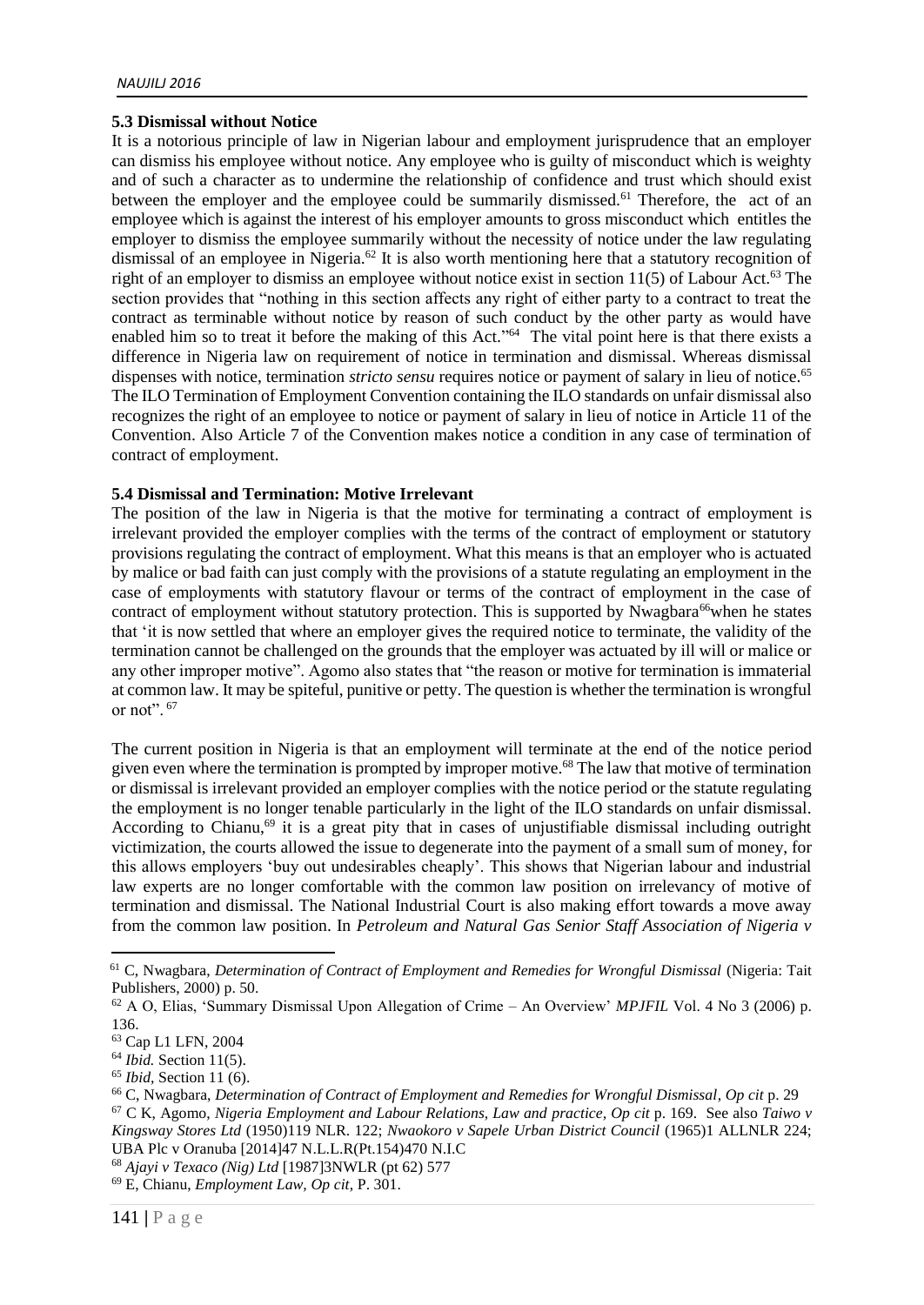### 5.3 Dismissal without Notice

It is a notorious principle of law in Nigerian labour and employment jurisprudence that an employer can dismiss his employee without notice. Any employee who is guilty of misconduct which is weighty and of such a character as to undermine the relationship of confidence and trust which should exist between the employer and the employee could be summarily dismissed.[61] Therefore, the act of an employee which is against the interest of his employer amounts to gross misconduct which entitles the employer to dismiss the employee summarily without the necessity of notice under the law regulating dismissal of an employee in Nigeria.[62] It is also worth mentioning here that a statutory recognition of right of an employer to dismiss an employee without notice exist in section 11(5) of Labour Act.[63] The section provides that "nothing in this section affects any right of either party to a contract to treat the contract as terminable without notice by reason of such conduct by the other party as would have enabled him so to treat it before the making of this Act."[64] The vital point here is that there exists a difference in Nigeria law on requirement of notice in termination and dismissal. Whereas dismissal dispenses with notice, termination *stricto sensu* requires notice or payment of salary in lieu of notice.[65] The ILO Termination of Employment Convention containing the ILO standards on unfair dismissal also recognizes the right of an employee to notice or payment of salary in lieu of notice in Article 11 of the Convention. Also Article 7 of the Convention makes notice a condition in any case of termination of contract of employment.

### 5.4 Dismissal and Termination: Motive Irrelevant

The position of the law in Nigeria is that the motive for terminating a contract of employment is irrelevant provided the employer complies with the terms of the contract of employment or statutory provisions regulating the contract of employment. What this means is that an employer who is actuated by malice or bad faith can just comply with the provisions of a statute regulating an employment in the case of employments with statutory flavour or terms of the contract of employment in the case of contract of employment without statutory protection. This is supported by Nwagbara[66] when he states that 'it is now settled that where an employer gives the required notice to terminate, the validity of the termination cannot be challenged on the grounds that the employer was actuated by ill will or malice or any other improper motive". Agomo also states that "the reason or motive for termination is immaterial at common law. It may be spiteful, punitive or petty. The question is whether the termination is wrongful or not". [67]

The current position in Nigeria is that an employment will terminate at the end of the notice period given even where the termination is prompted by improper motive.[68] The law that motive of termination or dismissal is irrelevant provided an employer complies with the notice period or the statute regulating the employment is no longer tenable particularly in the light of the ILO standards on unfair dismissal. According to Chianu,[69] it is a great pity that in cases of unjustifiable dismissal including outright victimization, the courts allowed the issue to degenerate into the payment of a small sum of money, for this allows employers 'buy out undesirables cheaply'. This shows that Nigerian labour and industrial law experts are no longer comfortable with the common law position on irrelevancy of motive of termination and dismissal. The National Industrial Court is also making effort towards a move away from the common law position. In *Petroleum and Natural Gas Senior Staff Association of Nigeria v*

---

[61] C, Nwagbara, *Determination of Contract of Employment and Remedies for Wrongful Dismissal* (Nigeria: Tait Publishers, 2000) p. 50.

[62] A O, Elias, 'Summary Dismissal Upon Allegation of Crime – An Overview' *MPJFIL* Vol. 4 No 3 (2006) p. 136.

[63] Cap L1 LFN, 2004

[64] *Ibid.* Section 11(5).

[65] *Ibid*, Section 11 (6).

[66] C, Nwagbara, *Determination of Contract of Employment and Remedies for Wrongful Dismissal*, *Op cit* p. 29

[67] C K, Agomo, *Nigeria Employment and Labour Relations, Law and practice, Op cit* p. 169. See also *Taiwo v Kingsway Stores Ltd* (1950)119 NLR. 122; *Nwaokoro v Sapele Urban District Council* (1965)1 ALLNLR 224; UBA Plc v Oranuba [2014]47 N.L.L.R(Pt.154)470 N.I.C

[68] *Ajayi v Texaco (Nig) Ltd* [1987]3NWLR (pt 62) 577

[69] E, Chianu, *Employment Law, Op cit,* P. 301.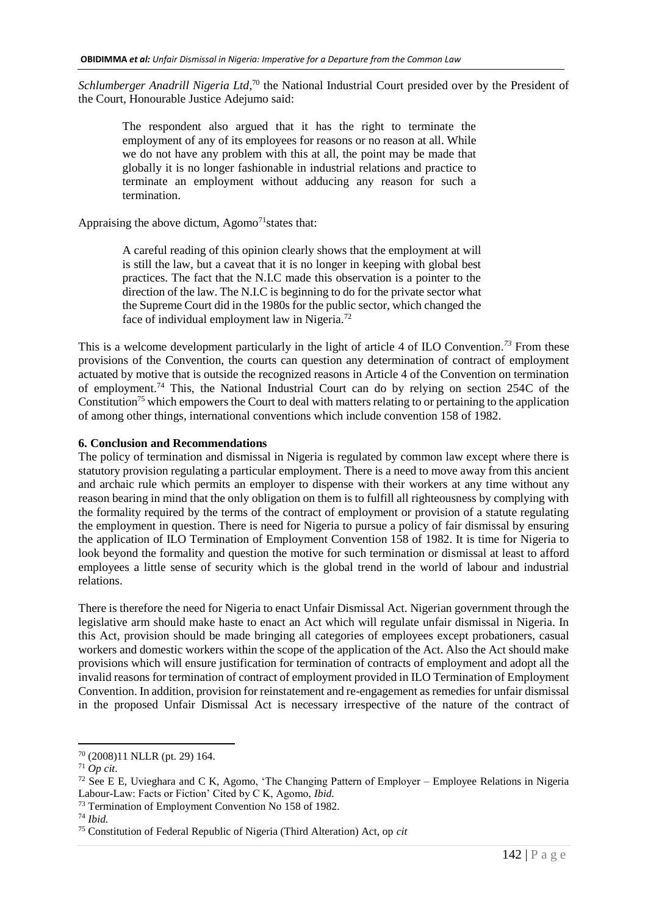*Schlumberger Anadrill Nigeria Ltd*,[70] the National Industrial Court presided over by the President of the Court, Honourable Justice Adejumo said:

> The respondent also argued that it has the right to terminate the employment of any of its employees for reasons or no reason at all. While we do not have any problem with this at all, the point may be made that globally it is no longer fashionable in industrial relations and practice to terminate an employment without adducing any reason for such a termination.

Appraising the above dictum, Agomo[71] states that:

> A careful reading of this opinion clearly shows that the employment at will is still the law, but a caveat that it is no longer in keeping with global best practices. The fact that the N.I.C made this observation is a pointer to the direction of the law. The N.I.C is beginning to do for the private sector what the Supreme Court did in the 1980s for the public sector, which changed the face of individual employment law in Nigeria.[72]

This is a welcome development particularly in the light of article 4 of ILO Convention.[73] From these provisions of the Convention, the courts can question any determination of contract of employment actuated by motive that is outside the recognized reasons in Article 4 of the Convention on termination of employment.[74] This, the National Industrial Court can do by relying on section 254C of the Constitution[75] which empowers the Court to deal with matters relating to or pertaining to the application of among other things, international conventions which include convention 158 of 1982.

## 6. Conclusion and Recommendations

The policy of termination and dismissal in Nigeria is regulated by common law except where there is statutory provision regulating a particular employment. There is a need to move away from this ancient and archaic rule which permits an employer to dispense with their workers at any time without any reason bearing in mind that the only obligation on them is to fulfill all righteousness by complying with the formality required by the terms of the contract of employment or provision of a statute regulating the employment in question. There is need for Nigeria to pursue a policy of fair dismissal by ensuring the application of ILO Termination of Employment Convention 158 of 1982. It is time for Nigeria to look beyond the formality and question the motive for such termination or dismissal at least to afford employees a little sense of security which is the global trend in the world of labour and industrial relations.

There is therefore the need for Nigeria to enact Unfair Dismissal Act. Nigerian government through the legislative arm should make haste to enact an Act which will regulate unfair dismissal in Nigeria. In this Act, provision should be made bringing all categories of employees except probationers, casual workers and domestic workers within the scope of the application of the Act. Also the Act should make provisions which will ensure justification for termination of contracts of employment and adopt all the invalid reasons for termination of contract of employment provided in ILO Termination of Employment Convention. In addition, provision for reinstatement and re-engagement as remedies for unfair dismissal in the proposed Unfair Dismissal Act is necessary irrespective of the nature of the contract of

---

[70] (2008)11 NLLR (pt. 29) 164.

[71] *Op cit*.

[72] See E E, Uvieghara and C K, Agomo, 'The Changing Pattern of Employer – Employee Relations in Nigeria Labour-Law: Facts or Fiction' Cited by C K, Agomo, *Ibid.*

[73] Termination of Employment Convention No 158 of 1982.

[74] *Ibid.*

[75] Constitution of Federal Republic of Nigeria (Third Alteration) Act, op *cit*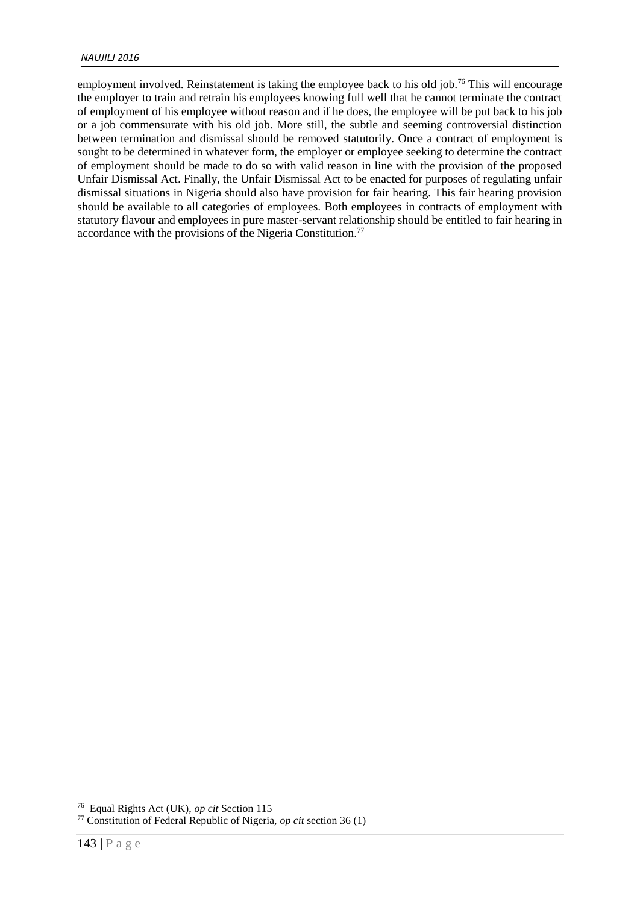employment involved. Reinstatement is taking the employee back to his old job.[76] This will encourage the employer to train and retrain his employees knowing full well that he cannot terminate the contract of employment of his employee without reason and if he does, the employee will be put back to his job or a job commensurate with his old job. More still, the subtle and seeming controversial distinction between termination and dismissal should be removed statutorily. Once a contract of employment is sought to be determined in whatever form, the employer or employee seeking to determine the contract of employment should be made to do so with valid reason in line with the provision of the proposed Unfair Dismissal Act. Finally, the Unfair Dismissal Act to be enacted for purposes of regulating unfair dismissal situations in Nigeria should also have provision for fair hearing. This fair hearing provision should be available to all categories of employees. Both employees in contracts of employment with statutory flavour and employees in pure master-servant relationship should be entitled to fair hearing in accordance with the provisions of the Nigeria Constitution.[77]

---

[76] Equal Rights Act (UK), *op cit* Section 115

[77] Constitution of Federal Republic of Nigeria, *op cit* section 36 (1)